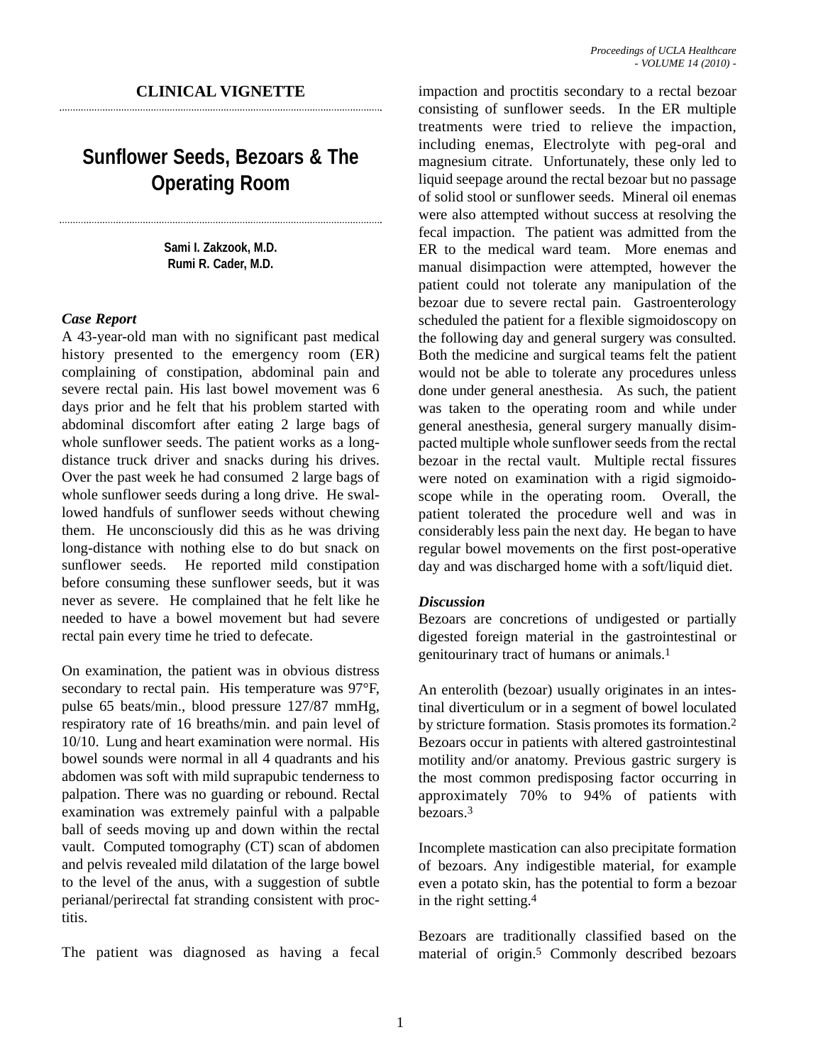CLINICAL VIGNETTE

# Sunflower Seeds, Bezoars & The Operating Room

**Sami I. Zakzook, M.D.**
**Rumi R. Cader, M.D.**

### *Case Report*

A 43-year-old man with no significant past medical history presented to the emergency room (ER) complaining of constipation, abdominal pain and severe rectal pain. His last bowel movement was 6 days prior and he felt that his problem started with abdominal discomfort after eating 2 large bags of whole sunflower seeds. The patient works as a long-distance truck driver and snacks during his drives. Over the past week he had consumed 2 large bags of whole sunflower seeds during a long drive. He swallowed handfuls of sunflower seeds without chewing them. He unconsciously did this as he was driving long-distance with nothing else to do but snack on sunflower seeds. He reported mild constipation before consuming these sunflower seeds, but it was never as severe. He complained that he felt like he needed to have a bowel movement but had severe rectal pain every time he tried to defecate.

On examination, the patient was in obvious distress secondary to rectal pain. His temperature was 97°F, pulse 65 beats/min., blood pressure 127/87 mmHg, respiratory rate of 16 breaths/min. and pain level of 10/10. Lung and heart examination were normal. His bowel sounds were normal in all 4 quadrants and his abdomen was soft with mild suprapubic tenderness to palpation. There was no guarding or rebound. Rectal examination was extremely painful with a palpable ball of seeds moving up and down within the rectal vault. Computed tomography (CT) scan of abdomen and pelvis revealed mild dilatation of the large bowel to the level of the anus, with a suggestion of subtle perianal/perirectal fat stranding consistent with proctitis.

The patient was diagnosed as having a fecal impaction and proctitis secondary to a rectal bezoar consisting of sunflower seeds. In the ER multiple treatments were tried to relieve the impaction, including enemas, Electrolyte with peg-oral and magnesium citrate. Unfortunately, these only led to liquid seepage around the rectal bezoar but no passage of solid stool or sunflower seeds. Mineral oil enemas were also attempted without success at resolving the fecal impaction. The patient was admitted from the ER to the medical ward team. More enemas and manual disimpaction were attempted, however the patient could not tolerate any manipulation of the bezoar due to severe rectal pain. Gastroenterology scheduled the patient for a flexible sigmoidoscopy on the following day and general surgery was consulted. Both the medicine and surgical teams felt the patient would not be able to tolerate any procedures unless done under general anesthesia. As such, the patient was taken to the operating room and while under general anesthesia, general surgery manually disimpacted multiple whole sunflower seeds from the rectal bezoar in the rectal vault. Multiple rectal fissures were noted on examination with a rigid sigmoidoscope while in the operating room. Overall, the patient tolerated the procedure well and was in considerably less pain the next day. He began to have regular bowel movements on the first post-operative day and was discharged home with a soft/liquid diet.

### *Discussion*

Bezoars are concretions of undigested or partially digested foreign material in the gastrointestinal or genitourinary tract of humans or animals.[1]

An enterolith (bezoar) usually originates in an intestinal diverticulum or in a segment of bowel loculated by stricture formation. Stasis promotes its formation.[2] Bezoars occur in patients with altered gastrointestinal motility and/or anatomy. Previous gastric surgery is the most common predisposing factor occurring in approximately 70% to 94% of patients with bezoars.[3]

Incomplete mastication can also precipitate formation of bezoars. Any indigestible material, for example even a potato skin, has the potential to form a bezoar in the right setting.[4]

Bezoars are traditionally classified based on the material of origin.[5] Commonly described bezoars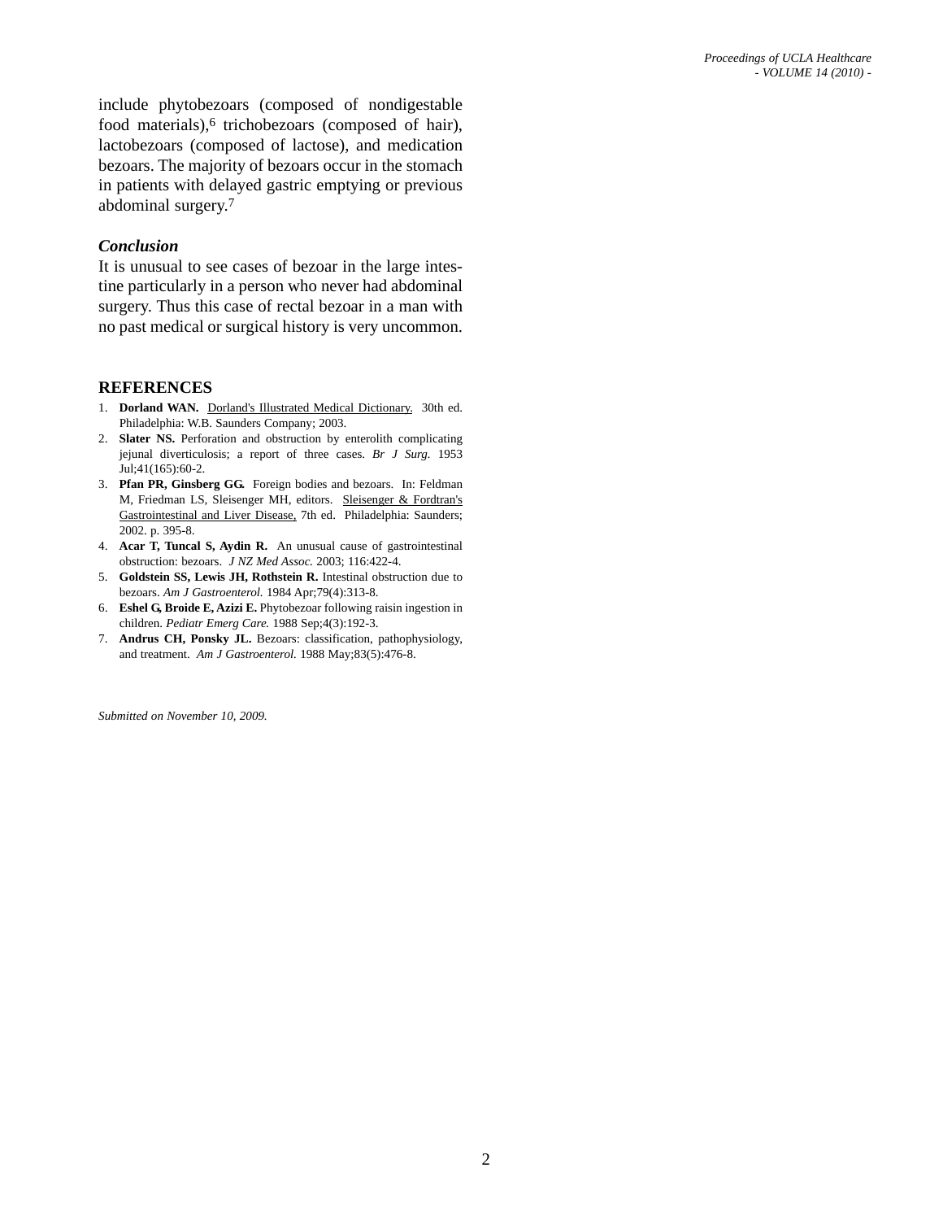include phytobezoars (composed of nondigestable food materials),[6] trichobezoars (composed of hair), lactobezoars (composed of lactose), and medication bezoars. The majority of bezoars occur in the stomach in patients with delayed gastric emptying or previous abdominal surgery.[7]

### *Conclusion*

It is unusual to see cases of bezoar in the large intestine particularly in a person who never had abdominal surgery. Thus this case of rectal bezoar in a man with no past medical or surgical history is very uncommon.

## REFERENCES

1. **Dorland WAN.** Dorland's Illustrated Medical Dictionary. 30th ed. Philadelphia: W.B. Saunders Company; 2003.
2. **Slater NS.** Perforation and obstruction by enterolith complicating jejunal diverticulosis; a report of three cases. *Br J Surg.* 1953 Jul;41(165):60-2.
3. **Pfan PR, Ginsberg GG.** Foreign bodies and bezoars. In: Feldman M, Friedman LS, Sleisenger MH, editors. Sleisenger & Fordtran's Gastrointestinal and Liver Disease, 7th ed. Philadelphia: Saunders; 2002. p. 395-8.
4. **Acar T, Tuncal S, Aydin R.** An unusual cause of gastrointestinal obstruction: bezoars. *J NZ Med Assoc.* 2003; 116:422-4.
5. **Goldstein SS, Lewis JH, Rothstein R.** Intestinal obstruction due to bezoars. *Am J Gastroenterol.* 1984 Apr;79(4):313-8.
6. **Eshel G, Broide E, Azizi E.** Phytobezoar following raisin ingestion in children. *Pediatr Emerg Care.* 1988 Sep;4(3):192-3.
7. **Andrus CH, Ponsky JL.** Bezoars: classification, pathophysiology, and treatment. *Am J Gastroenterol.* 1988 May;83(5):476-8.

*Submitted on November 10, 2009.*